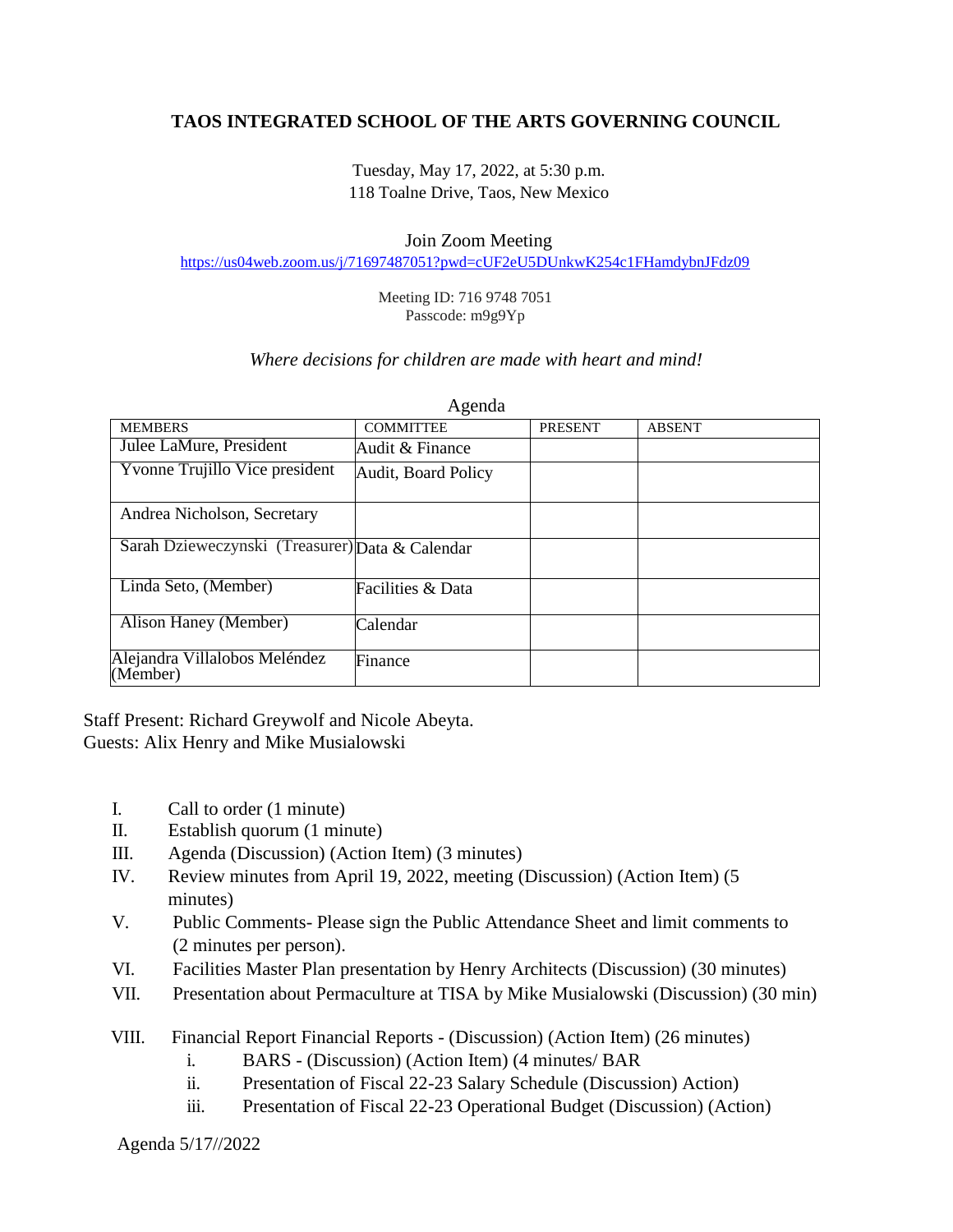# TAOS INTEGRATED SCHOOL OF THE ARTS GOVERNING COUNCIL

Tuesday, May 17, 2022, at 5:30 p.m.
118 Toalne Drive, Taos, New Mexico

Join Zoom Meeting
https://us04web.zoom.us/j/71697487051?pwd=cUF2eU5DUnkwK254c1FHamdybnJFdz09

Meeting ID: 716 9748 7051
Passcode: m9g9Yp

*Where decisions for children are made with heart and mind!*

Agenda

| MEMBERS | COMMITTEE | PRESENT | ABSENT |
|---|---|---|---|
| Julee LaMure, President | Audit & Finance | | |
| Yvonne Trujillo Vice president | Audit, Board Policy | | |
| Andrea Nicholson, Secretary | | | |
| Sarah Dzieweczynski (Treasurer) | Data & Calendar | | |
| Linda Seto, (Member) | Facilities & Data | | |
| Alison Haney (Member) | Calendar | | |
| Alejandra Villalobos Meléndez (Member) | Finance | | |

Staff Present: Richard Greywolf and Nicole Abeyta.
Guests: Alix Henry and Mike Musialowski

I. Call to order (1 minute)
II. Establish quorum (1 minute)
III. Agenda (Discussion) (Action Item) (3 minutes)
IV. Review minutes from April 19, 2022, meeting (Discussion) (Action Item) (5 minutes)
V. Public Comments- Please sign the Public Attendance Sheet and limit comments to (2 minutes per person).
VI. Facilities Master Plan presentation by Henry Architects (Discussion) (30 minutes)
VII. Presentation about Permaculture at TISA by Mike Musialowski (Discussion) (30 min)
VIII. Financial Report Financial Reports - (Discussion) (Action Item) (26 minutes)
   i. BARS - (Discussion) (Action Item) (4 minutes/ BAR
   ii. Presentation of Fiscal 22-23 Salary Schedule (Discussion) Action)
   iii. Presentation of Fiscal 22-23 Operational Budget (Discussion) (Action)

Agenda 5/17//2022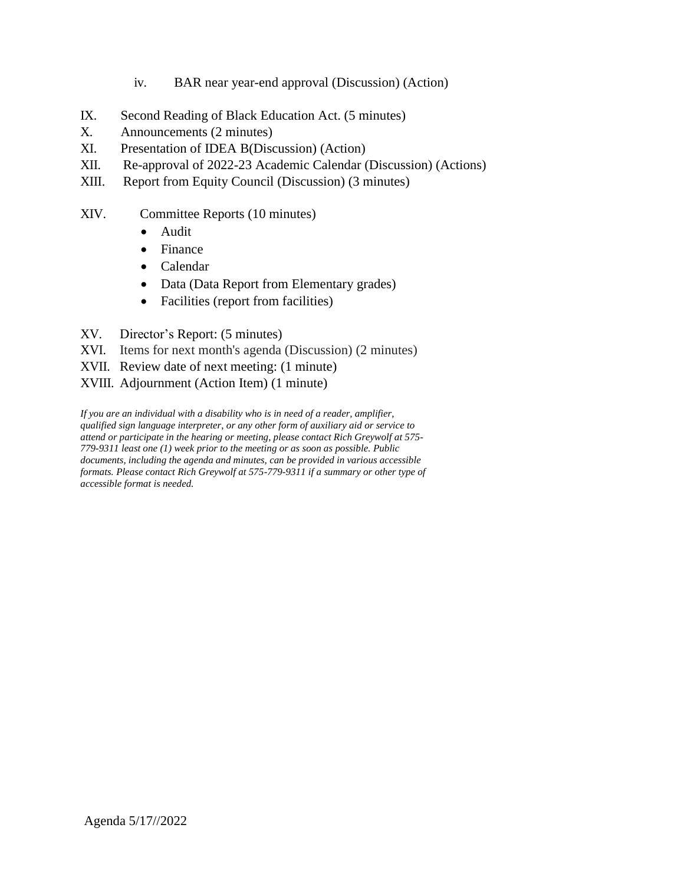iv. BAR near year-end approval (Discussion) (Action)

IX. Second Reading of Black Education Act. (5 minutes)
X. Announcements (2 minutes)
XI. Presentation of IDEA B(Discussion) (Action)
XII. Re-approval of 2022-23 Academic Calendar (Discussion) (Actions)
XIII. Report from Equity Council (Discussion) (3 minutes)

XIV. Committee Reports (10 minutes)
- Audit
- Finance
- Calendar
- Data (Data Report from Elementary grades)
- Facilities (report from facilities)

XV. Director's Report: (5 minutes)
XVI. Items for next month's agenda (Discussion) (2 minutes)
XVII. Review date of next meeting: (1 minute)
XVIII. Adjournment (Action Item) (1 minute)

*If you are an individual with a disability who is in need of a reader, amplifier, qualified sign language interpreter, or any other form of auxiliary aid or service to attend or participate in the hearing or meeting, please contact Rich Greywolf at 575-779-9311 least one (1) week prior to the meeting or as soon as possible. Public documents, including the agenda and minutes, can be provided in various accessible formats. Please contact Rich Greywolf at 575-779-9311 if a summary or other type of accessible format is needed.*